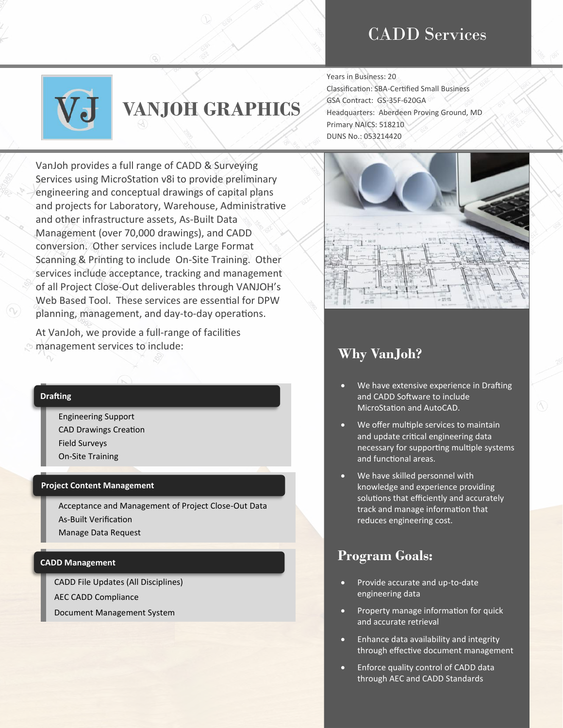# CADD Services

# VANJOH GRAPHICS

Years in Business: 20
Classification: SBA-Certified Small Business
GSA Contract: GS-35F-620GA
Headquarters: Aberdeen Proving Ground, MD
Primary NAICS: 518210
DUNS No.: 053214420

VanJoh provides a full range of CADD & Surveying Services using MicroStation v8i to provide preliminary engineering and conceptual drawings of capital plans and projects for Laboratory, Warehouse, Administrative and other infrastructure assets, As-Built Data Management (over 70,000 drawings), and CADD conversion. Other services include Large Format Scanning & Printing to include On-Site Training. Other services include acceptance, tracking and management of all Project Close-Out deliverables through VANJOH's Web Based Tool. These services are essential for DPW planning, management, and day-to-day operations.

At VanJoh, we provide a full-range of facilities management services to include:

### Drafting

- Engineering Support
- CAD Drawings Creation
- Field Surveys
- On-Site Training

### Project Content Management

- Acceptance and Management of Project Close-Out Data
- As-Built Verification
- Manage Data Request

### CADD Management

- CADD File Updates (All Disciplines)
- AEC CADD Compliance
- Document Management System

## Why VanJoh?

- We have extensive experience in Drafting and CADD Software to include MicroStation and AutoCAD.
- We offer multiple services to maintain and update critical engineering data necessary for supporting multiple systems and functional areas.
- We have skilled personnel with knowledge and experience providing solutions that efficiently and accurately track and manage information that reduces engineering cost.

## Program Goals:

- Provide accurate and up-to-date engineering data
- Property manage information for quick and accurate retrieval
- Enhance data availability and integrity through effective document management
- Enforce quality control of CADD data through AEC and CADD Standards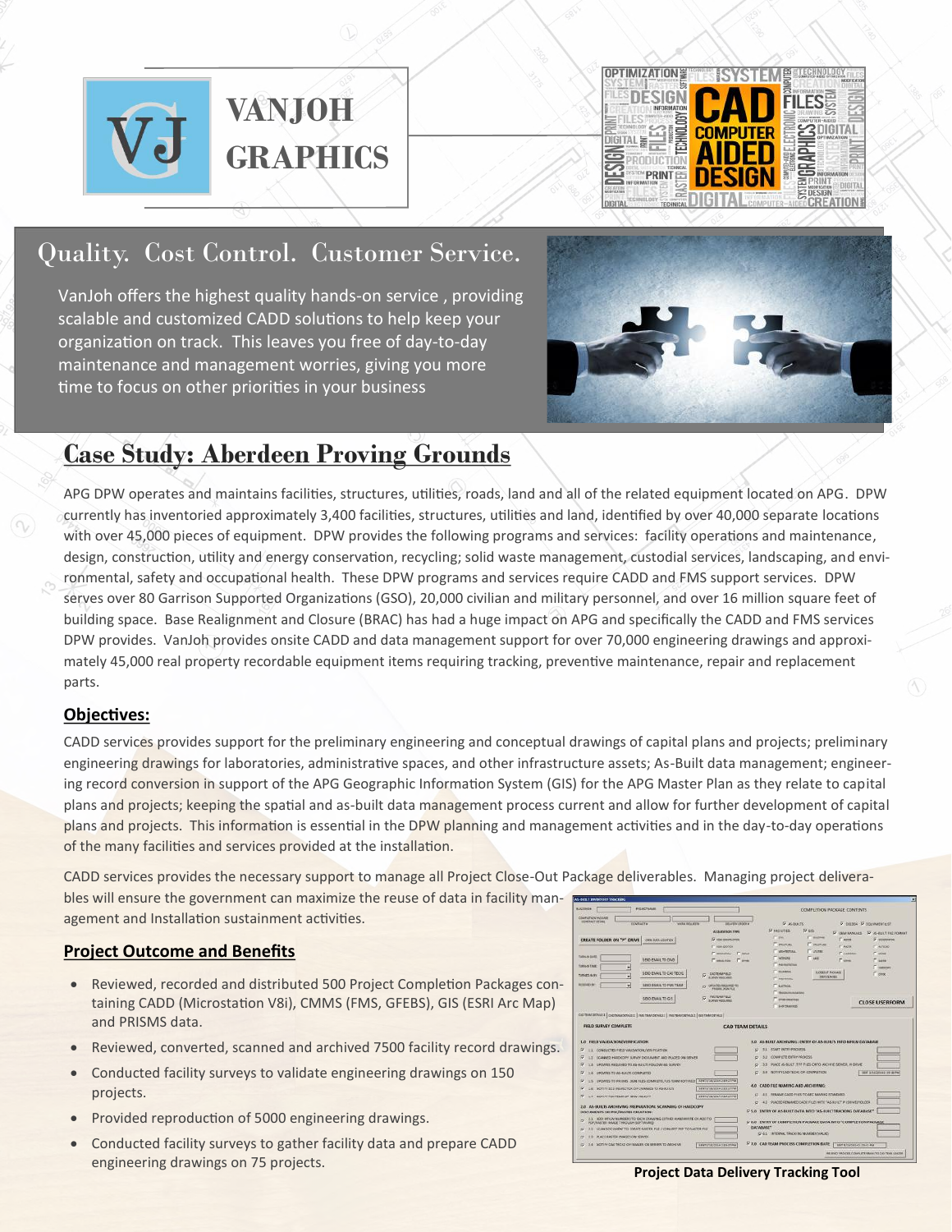# VANJOH GRAPHICS

## Quality. Cost Control. Customer Service.

VanJoh offers the highest quality hands-on service , providing scalable and customized CADD solutions to help keep your organization on track. This leaves you free of day-to-day maintenance and management worries, giving you more time to focus on other priorities in your business

## Case Study: Aberdeen Proving Grounds

APG DPW operates and maintains facilities, structures, utilities, roads, land and all of the related equipment located on APG. DPW currently has inventoried approximately 3,400 facilities, structures, utilities and land, identified by over 40,000 separate locations with over 45,000 pieces of equipment. DPW provides the following programs and services: facility operations and maintenance, design, construction, utility and energy conservation, recycling; solid waste management, custodial services, landscaping, and environmental, safety and occupational health. These DPW programs and services require CADD and FMS support services. DPW serves over 80 Garrison Supported Organizations (GSO), 20,000 civilian and military personnel, and over 16 million square feet of building space. Base Realignment and Closure (BRAC) has had a huge impact on APG and specifically the CADD and FMS services DPW provides. VanJoh provides onsite CADD and data management support for over 70,000 engineering drawings and approximately 45,000 real property recordable equipment items requiring tracking, preventive maintenance, repair and replacement parts.

### Objectives:

CADD services provides support for the preliminary engineering and conceptual drawings of capital plans and projects; preliminary engineering drawings for laboratories, administrative spaces, and other infrastructure assets; As-Built data management; engineering record conversion in support of the APG Geographic Information System (GIS) for the APG Master Plan as they relate to capital plans and projects; keeping the spatial and as-built data management process current and allow for further development of capital plans and projects. This information is essential in the DPW planning and management activities and in the day-to-day operations of the many facilities and services provided at the installation.

CADD services provides the necessary support to manage all Project Close-Out Package deliverables. Managing project deliverables will ensure the government can maximize the reuse of data in facility management and Installation sustainment activities.

### Project Outcome and Benefits

- Reviewed, recorded and distributed 500 Project Completion Packages containing CADD (Microstation V8i), CMMS (FMS, GFEBS), GIS (ESRI Arc Map) and PRISMS data.
- Reviewed, converted, scanned and archived 7500 facility record drawings.
- Conducted facility surveys to validate engineering drawings on 150 projects.
- Provided reproduction of 5000 engineering drawings.
- Conducted facility surveys to gather facility data and prepare CADD engineering drawings on 75 projects.

**Project Data Delivery Tracking Tool**